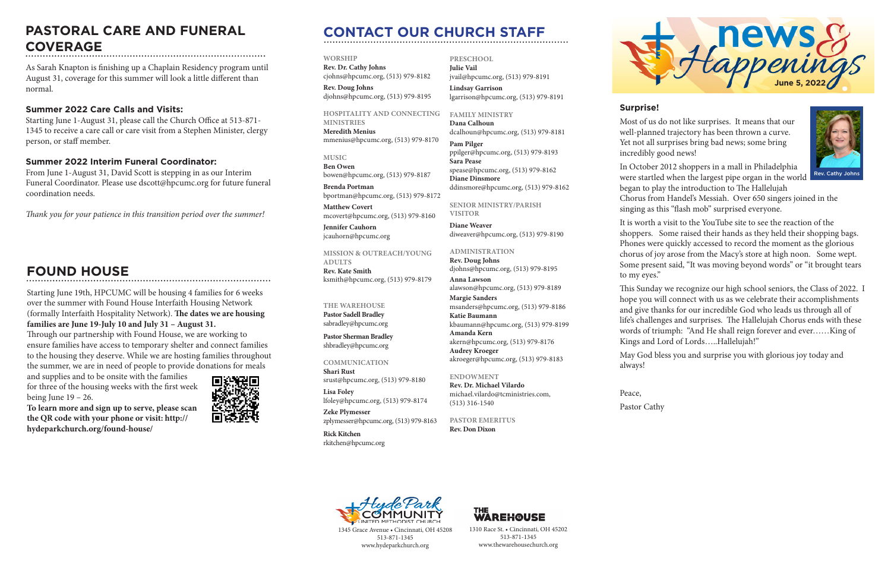## PASTORAL CARE AND FUNERAL COVERAGE

As Sarah Knapton is finishing up a Chaplain Residency program until August 31, coverage for this summer will look a little different than normal.

### Summer 2022 Care Calls and Visits:

Starting June 1-August 31, please call the Church Office at 513-871-1345 to receive a care call or care visit from a Stephen Minister, clergy person, or staff member.

### Summer 2022 Interim Funeral Coordinator:

From June 1-August 31, David Scott is stepping in as our Interim Funeral Coordinator. Please use dscott@hpcumc.org for future funeral coordination needs.

*Thank you for your patience in this transition period over the summer!*

## FOUND HOUSE

Starting June 19th, HPCUMC will be housing 4 families for 6 weeks over the summer with Found House Interfaith Housing Network (formally Interfaith Hospitality Network). **The dates we are housing families are June 19-July 10 and July 31 – August 31.**

Through our partnership with Found House, we are working to ensure families have access to temporary shelter and connect families to the housing they deserve. While we are hosting families throughout the summer, we are in need of people to provide donations for meals and supplies and to be onsite with the families for three of the housing weeks with the first week being June 19 – 26.

**To learn more and sign up to serve, please scan the QR code with your phone or visit: http://hydeparkchurch.org/found-house/**

## CONTACT OUR CHURCH STAFF

**WORSHIP**
**Rev. Dr. Cathy Johns**
cjohns@hpcumc.org, (513) 979-8182
**Rev. Doug Johns**
djohns@hpcumc.org, (513) 979-8195

**HOSPITALITY AND CONNECTING MINISTRIES**
**Meredith Menius**
mmenius@hpcumc.org, (513) 979-8170

**MUSIC**
**Ben Owen**
bowen@hpcumc.org, (513) 979-8187
**Brenda Portman**
bportman@hpcumc.org, (513) 979-8172
**Matthew Covert**
mcovert@hpcumc.org, (513) 979-8160
**Jennifer Cauhorn**
jcauhorn@hpcumc.org

**MISSION & OUTREACH/YOUNG ADULTS**
**Rev. Kate Smith**
ksmith@hpcumc.org, (513) 979-8179

**THE WAREHOUSE**
**Pastor Sadell Bradley**
sabradley@hpcumc.org
**Pastor Sherman Bradley**
shbradley@hpcumc.org

**COMMUNICATION**
**Shari Rust**
srust@hpcumc.org, (513) 979-8180
**Lisa Foley**
lfoley@hpcumc.org, (513) 979-8174
**Zeke Plymesser**
zplymesser@hpcumc.org, (513) 979-8163
**Rick Kitchen**
rkitchen@hpcumc.org

**PRESCHOOL**
**Julie Vail**
jvail@hpcumc.org, (513) 979-8191
**Lindsay Garrison**
lgarrison@hpcumc.org, (513) 979-8191

**FAMILY MINISTRY**
**Dana Calhoun**
dcalhoun@hpcumc.org, (513) 979-8181
**Pam Pilger**
ppilger@hpcumc.org, (513) 979-8193
**Sara Pease**
spease@hpcumc.org, (513) 979-8162
**Diane Dinsmore**
ddinsmore@hpcumc.org, (513) 979-8162

**SENIOR MINISTRY/PARISH VISITOR**
**Diane Weaver**
diweaver@hpcumc.org, (513) 979-8190

**ADMINISTRATION**
**Rev. Doug Johns**
djohns@hpcumc.org, (513) 979-8195
**Anna Lawson**
alawson@hpcumc.org, (513) 979-8189
**Margie Sanders**
msanders@hpcumc.org, (513) 979-8186
**Katie Baumann**
kbaumann@hpcumc.org, (513) 979-8199
**Amanda Kern**
akern@hpcumc.org, (513) 979-8176
**Audrey Kroeger**
akroeger@hpcumc.org, (513) 979-8183

**ENDOWMENT**
**Rev. Dr. Michael Vilardo**
michael.vilardo@tcministries.com, (513) 316-1540

**PASTOR EMERITUS**
**Rev. Don Dixon**

Hyde Park Community United Methodist Church
1345 Grace Avenue • Cincinnati, OH 45208
513-871-1345
www.hydeparkchurch.org

The Warehouse
1310 Race St. • Cincinnati, OH 45202
513-871-1345
www.thewarehousechurch.org

# news & Happenings

**June 5, 2022**

### Surprise!

Rev. Cathy Johns

Most of us do not like surprises. It means that our well-planned trajectory has been thrown a curve. Yet not all surprises bring bad news; some bring incredibly good news!

In October 2012 shoppers in a mall in Philadelphia were startled when the largest pipe organ in the world began to play the introduction to The Hallelujah Chorus from Handel's Messiah. Over 650 singers joined in the singing as this "flash mob" surprised everyone.

It is worth a visit to the YouTube site to see the reaction of the shoppers. Some raised their hands as they held their shopping bags. Phones were quickly accessed to record the moment as the glorious chorus of joy arose from the Macy's store at high noon. Some wept. Some present said, "It was moving beyond words" or "it brought tears to my eyes."

This Sunday we recognize our high school seniors, the Class of 2022. I hope you will connect with us as we celebrate their accomplishments and give thanks for our incredible God who leads us through all of life's challenges and surprises. The Hallelujah Chorus ends with these words of triumph: "And He shall reign forever and ever……King of Kings and Lord of Lords…..Hallelujah!"

May God bless you and surprise you with glorious joy today and always!

Peace,

Pastor Cathy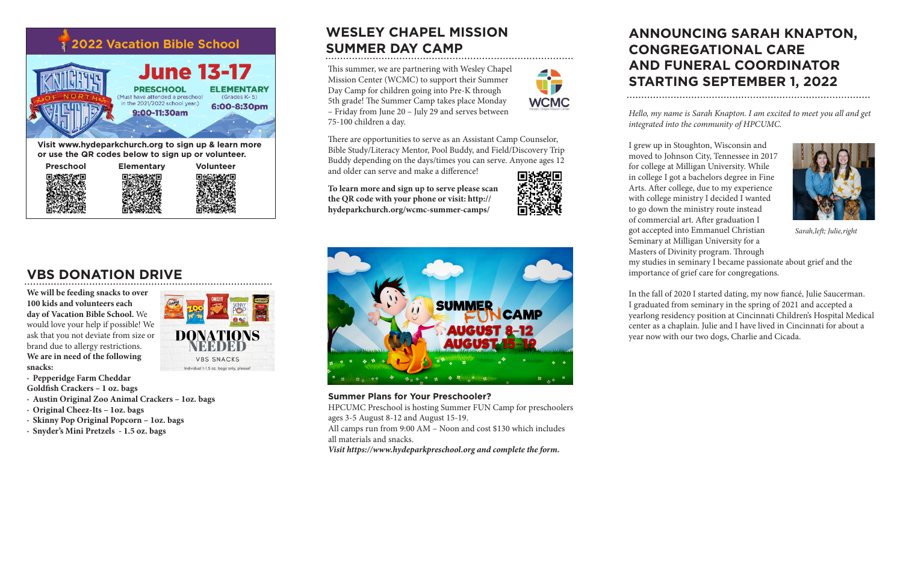## 2022 Vacation Bible School

**June 13-17**

**PRESCHOOL**
(Must have attended a preschool in the 2021/2022 school year.)
**9:00-11:30am**

**ELEMENTARY**
(Grades K- 5)
**6:00-8:30pm**

**Visit www.hydeparkchurch.org to sign up & learn more or use the QR codes below to sign up or volunteer.**

**Preschool** | **Elementary** | **Volunteer**

## VBS DONATION DRIVE

**We will be feeding snacks to over 100 kids and volunteers each day of Vacation Bible School.** We would love your help if possible! We ask that you not deviate from size or brand due to allergy restrictions. **We are in need of the following snacks:**

- **Pepperidge Farm Cheddar Goldfish Crackers – 1 oz. bags**
- **Austin Original Zoo Animal Crackers – 1oz. bags**
- **Original Cheez-Its – 1oz. bags**
- **Skinny Pop Original Popcorn – 1oz. bags**
- **Snyder's Mini Pretzels - 1.5 oz. bags**

DONATIONS NEEDED
VBS SNACKS
Individual 1-1.5 oz. bags only, please!

## WESLEY CHAPEL MISSION SUMMER DAY CAMP

This summer, we are partnering with Wesley Chapel Mission Center (WCMC) to support their Summer Day Camp for children going into Pre-K through 5th grade! The Summer Camp takes place Monday – Friday from June 20 – July 29 and serves between 75-100 children a day.

There are opportunities to serve as an Assistant Camp Counselor, Bible Study/Literacy Mentor, Pool Buddy, and Field/Discovery Trip Buddy depending on the days/times you can serve. Anyone ages 12 and older can serve and make a difference!

**To learn more and sign up to serve please scan the QR code with your phone or visit: http://hydeparkchurch.org/wcmc-summer-camps/**

SUMMER FUN CAMP
AUGUST 8-12
AUGUST 15-19

**Summer Plans for Your Preschooler?**

HPCUMC Preschool is hosting Summer FUN Camp for preschoolers ages 3-5 August 8-12 and August 15-19.
All camps run from 9:00 AM – Noon and cost $130 which includes all materials and snacks.
***Visit https://www.hydeparkpreschool.org and complete the form.***

## ANNOUNCING SARAH KNAPTON, CONGREGATIONAL CARE AND FUNERAL COORDINATOR STARTING SEPTEMBER 1, 2022

*Hello, my name is Sarah Knapton. I am excited to meet you all and get integrated into the community of HPCUMC.*

I grew up in Stoughton, Wisconsin and moved to Johnson City, Tennessee in 2017 for college at Milligan University. While in college I got a bachelors degree in Fine Arts. After college, due to my experience with college ministry I decided I wanted to go down the ministry route instead of commercial art. After graduation I got accepted into Emmanuel Christian Seminary at Milligan University for a Masters of Divinity program. Through my studies in seminary I became passionate about grief and the importance of grief care for congregations.

*Sarah,left; Julie,right*

In the fall of 2020 I started dating, my now fiancé, Julie Saucerman. I graduated from seminary in the spring of 2021 and accepted a yearlong residency position at Cincinnati Children's Hospital Medical center as a chaplain. Julie and I have lived in Cincinnati for about a year now with our two dogs, Charlie and Cicada.